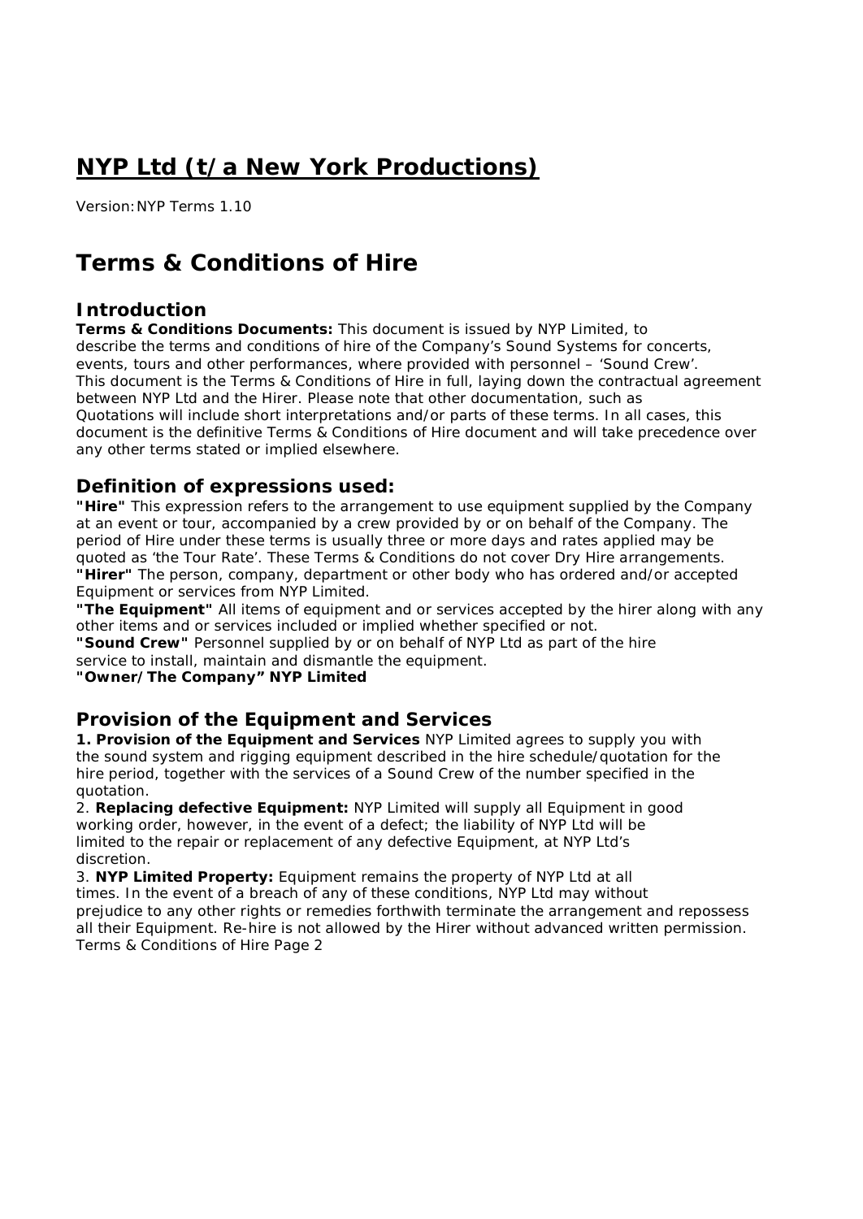# NYP Ltd (t/a New York Productions)

Version: NYP Terms 1.10

# Terms & Conditions of Hire

## Introduction

**Terms & Conditions Documents:** This document is issued by NYP Limited, to describe the terms and conditions of hire of the Company's Sound Systems for concerts, events, tours and other performances, where provided with personnel – 'Sound Crew'. This document is the Terms & Conditions of Hire in full, laying down the contractual agreement between NYP Ltd and the Hirer. Please note that other documentation, such as Quotations will include short interpretations and/or parts of these terms. In all cases, this document is the definitive Terms & Conditions of Hire document and will take precedence over any other terms stated or implied elsewhere.

## Definition of expressions used:

**"Hire"** This expression refers to the arrangement to use equipment supplied by the Company at an event or tour, accompanied by a crew provided by or on behalf of the Company. The period of Hire under these terms is usually three or more days and rates applied may be quoted as 'the Tour Rate'. These Terms & Conditions do not cover Dry Hire arrangements.
**"Hirer"** The person, company, department or other body who has ordered and/or accepted Equipment or services from NYP Limited.
**"The Equipment"** All items of equipment and or services accepted by the hirer along with any other items and or services included or implied whether specified or not.
**"Sound Crew"** Personnel supplied by or on behalf of NYP Ltd as part of the hire service to install, maintain and dismantle the equipment.
**"Owner/The Company" NYP Limited**

## Provision of the Equipment and Services

**1. Provision of the Equipment and Services** NYP Limited agrees to supply you with the sound system and rigging equipment described in the hire schedule/quotation for the hire period, together with the services of a Sound Crew of the number specified in the quotation.
2. **Replacing defective Equipment:** NYP Limited will supply all Equipment in good working order, however, in the event of a defect; the liability of NYP Ltd will be limited to the repair or replacement of any defective Equipment, at NYP Ltd's discretion.
3. **NYP Limited Property:** Equipment remains the property of NYP Ltd at all times. In the event of a breach of any of these conditions, NYP Ltd may without prejudice to any other rights or remedies forthwith terminate the arrangement and repossess all their Equipment. Re-hire is not allowed by the Hirer without advanced written permission.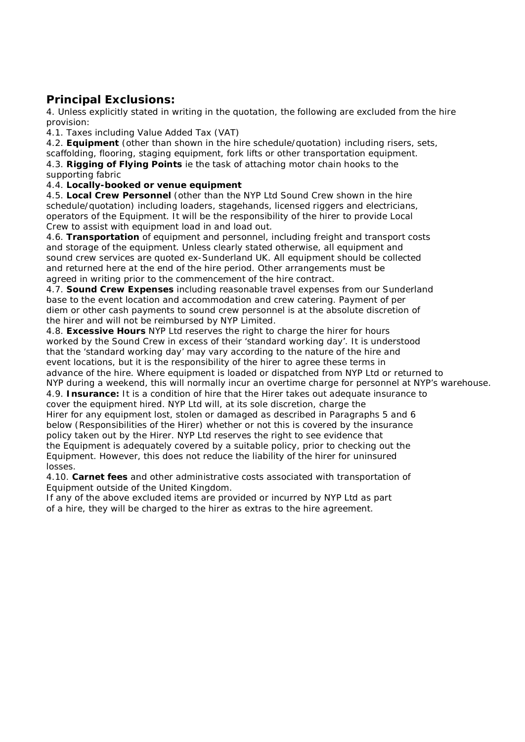## Principal Exclusions:

4. Unless explicitly stated in writing in the quotation, the following are excluded from the hire provision:

4.1. Taxes including Value Added Tax (VAT)

4.2. **Equipment** (other than shown in the hire schedule/quotation) including risers, sets, scaffolding, flooring, staging equipment, fork lifts or other transportation equipment.

4.3. **Rigging of Flying Points** ie the task of attaching motor chain hooks to the supporting fabric

4.4. **Locally-booked or venue equipment**

4.5. **Local Crew Personnel** (other than the NYP Ltd Sound Crew shown in the hire schedule/quotation) including loaders, stagehands, licensed riggers and electricians, operators of the Equipment. It will be the responsibility of the hirer to provide Local Crew to assist with equipment load in and load out.

4.6. **Transportation** of equipment and personnel, including freight and transport costs and storage of the equipment. Unless clearly stated otherwise, all equipment and sound crew services are quoted ex-Sunderland UK. All equipment should be collected and returned here at the end of the hire period. Other arrangements must be agreed in writing prior to the commencement of the hire contract.

4.7. **Sound Crew Expenses** including reasonable travel expenses from our Sunderland base to the event location and accommodation and crew catering. Payment of per diem or other cash payments to sound crew personnel is at the absolute discretion of the hirer and will not be reimbursed by NYP Limited.

4.8. **Excessive Hours** NYP Ltd reserves the right to charge the hirer for hours worked by the Sound Crew in excess of their 'standard working day'. It is understood that the 'standard working day' may vary according to the nature of the hire and event locations, but it is the responsibility of the hirer to agree these terms in advance of the hire. Where equipment is loaded or dispatched from NYP Ltd or returned to NYP during a weekend, this will normally incur an overtime charge for personnel at NYP's warehouse.

4.9. **Insurance:** It is a condition of hire that the Hirer takes out adequate insurance to cover the equipment hired. NYP Ltd will, at its sole discretion, charge the Hirer for any equipment lost, stolen or damaged as described in Paragraphs 5 and 6 below (Responsibilities of the Hirer) whether or not this is covered by the insurance policy taken out by the Hirer. NYP Ltd reserves the right to see evidence that the Equipment is adequately covered by a suitable policy, prior to checking out the Equipment. However, this does not reduce the liability of the hirer for uninsured losses.

4.10. **Carnet fees** and other administrative costs associated with transportation of Equipment outside of the United Kingdom.

If any of the above excluded items are provided or incurred by NYP Ltd as part of a hire, they will be charged to the hirer as extras to the hire agreement.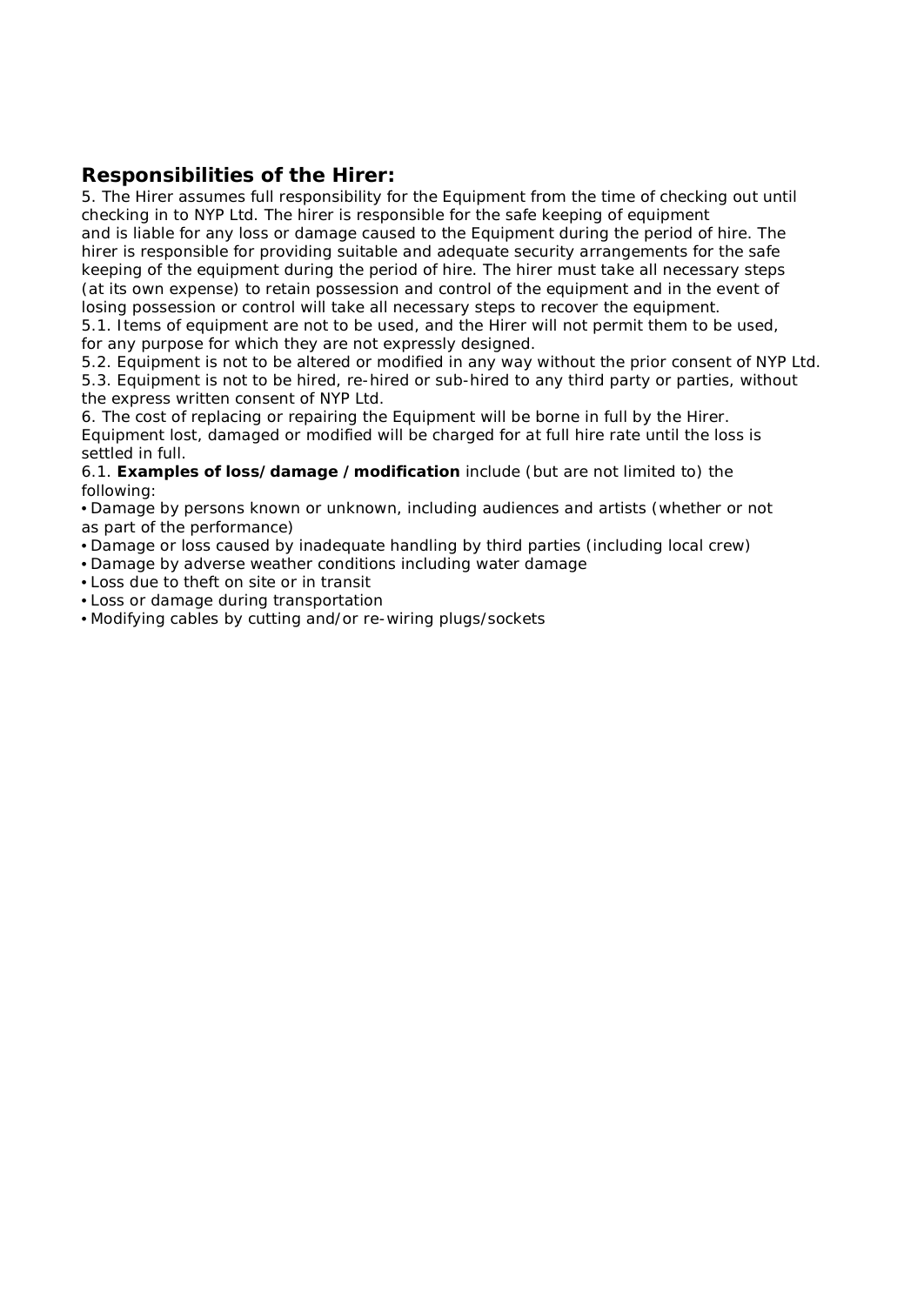## Responsibilities of the Hirer:

5. The Hirer assumes full responsibility for the Equipment from the time of checking out until checking in to NYP Ltd. The hirer is responsible for the safe keeping of equipment and is liable for any loss or damage caused to the Equipment during the period of hire. The hirer is responsible for providing suitable and adequate security arrangements for the safe keeping of the equipment during the period of hire. The hirer must take all necessary steps (at its own expense) to retain possession and control of the equipment and in the event of losing possession or control will take all necessary steps to recover the equipment.
5.1. Items of equipment are not to be used, and the Hirer will not permit them to be used, for any purpose for which they are not expressly designed.
5.2. Equipment is not to be altered or modified in any way without the prior consent of NYP Ltd.
5.3. Equipment is not to be hired, re-hired or sub-hired to any third party or parties, without the express written consent of NYP Ltd.
6. The cost of replacing or repairing the Equipment will be borne in full by the Hirer. Equipment lost, damaged or modified will be charged for at full hire rate until the loss is settled in full.
6.1. **Examples of loss/damage /modification** include (but are not limited to) the following:

- Damage by persons known or unknown, including audiences and artists (whether or not as part of the performance)
- Damage or loss caused by inadequate handling by third parties (including local crew)
- Damage by adverse weather conditions including water damage
- Loss due to theft on site or in transit
- Loss or damage during transportation
- Modifying cables by cutting and/or re-wiring plugs/sockets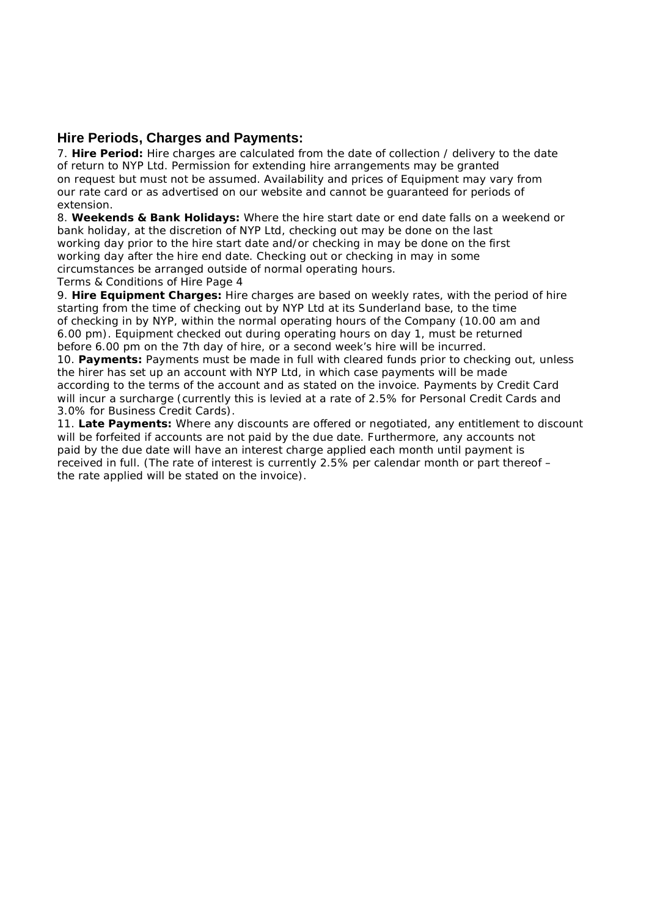## Hire Periods, Charges and Payments:

7. **Hire Period:** Hire charges are calculated from the date of collection / delivery to the date of return to NYP Ltd. Permission for extending hire arrangements may be granted on request but must not be assumed. Availability and prices of Equipment may vary from our rate card or as advertised on our website and cannot be guaranteed for periods of extension.

8. **Weekends & Bank Holidays:** Where the hire start date or end date falls on a weekend or bank holiday, at the discretion of NYP Ltd, checking out may be done on the last working day prior to the hire start date and/or checking in may be done on the first working day after the hire end date. Checking out or checking in may in some circumstances be arranged outside of normal operating hours.

9. **Hire Equipment Charges:** Hire charges are based on weekly rates, with the period of hire starting from the time of checking out by NYP Ltd at its Sunderland base, to the time of checking in by NYP, within the normal operating hours of the Company (10.00 am and 6.00 pm). Equipment checked out during operating hours on day 1, must be returned before 6.00 pm on the 7th day of hire, or a second week's hire will be incurred.

10. **Payments:** Payments must be made in full with cleared funds prior to checking out, unless the hirer has set up an account with NYP Ltd, in which case payments will be made according to the terms of the account and as stated on the invoice. Payments by Credit Card will incur a surcharge (currently this is levied at a rate of 2.5% for Personal Credit Cards and 3.0% for Business Credit Cards).

11. **Late Payments:** Where any discounts are offered or negotiated, any entitlement to discount will be forfeited if accounts are not paid by the due date. Furthermore, any accounts not paid by the due date will have an interest charge applied each month until payment is received in full. (The rate of interest is currently 2.5% per calendar month or part thereof – the rate applied will be stated on the invoice).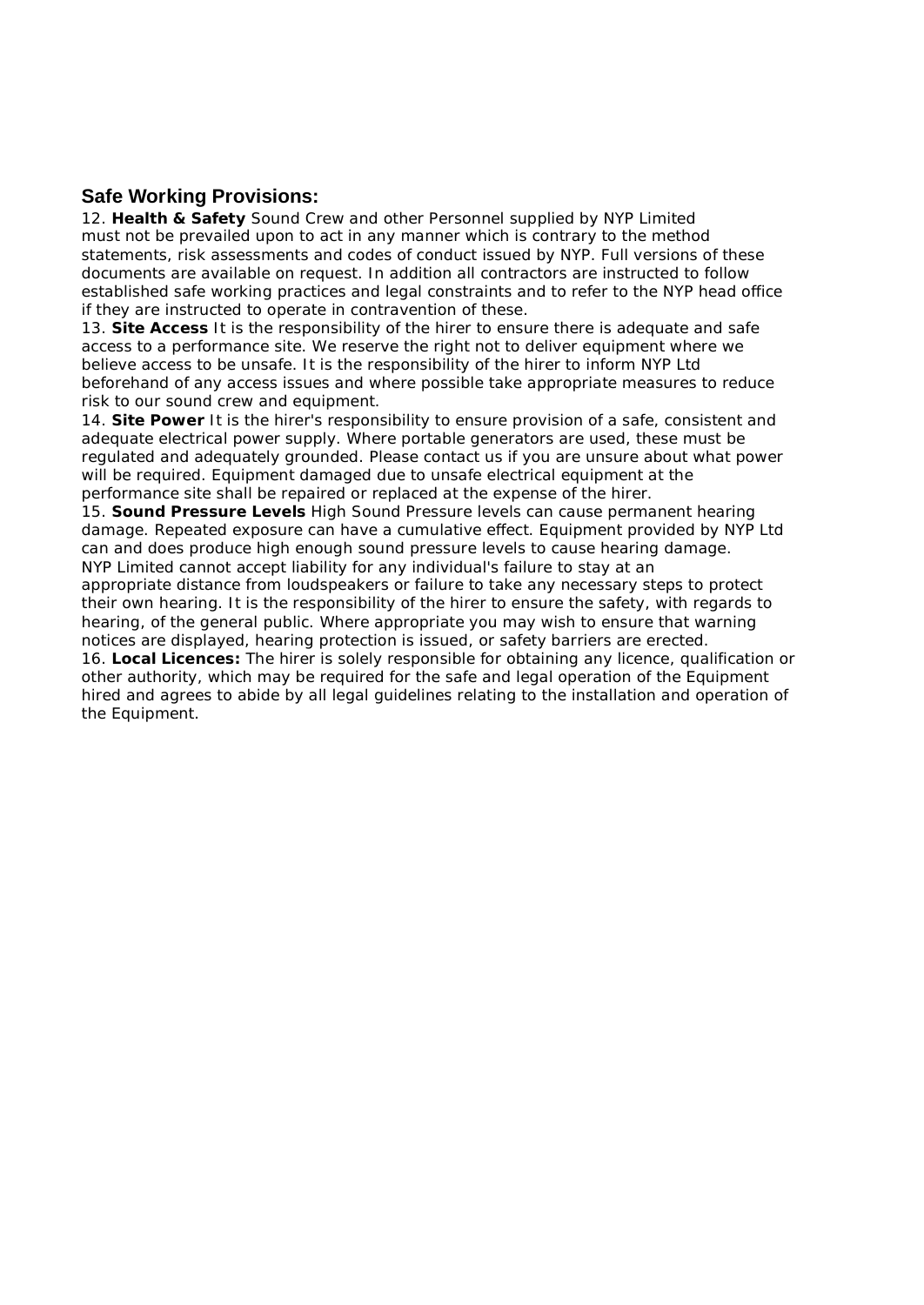## Safe Working Provisions:

12. **Health & Safety** Sound Crew and other Personnel supplied by NYP Limited must not be prevailed upon to act in any manner which is contrary to the method statements, risk assessments and codes of conduct issued by NYP. Full versions of these documents are available on request. In addition all contractors are instructed to follow established safe working practices and legal constraints and to refer to the NYP head office if they are instructed to operate in contravention of these.

13. **Site Access** It is the responsibility of the hirer to ensure there is adequate and safe access to a performance site. We reserve the right not to deliver equipment where we believe access to be unsafe. It is the responsibility of the hirer to inform NYP Ltd beforehand of any access issues and where possible take appropriate measures to reduce risk to our sound crew and equipment.

14. **Site Power** It is the hirer's responsibility to ensure provision of a safe, consistent and adequate electrical power supply. Where portable generators are used, these must be regulated and adequately grounded. Please contact us if you are unsure about what power will be required. Equipment damaged due to unsafe electrical equipment at the performance site shall be repaired or replaced at the expense of the hirer.

15. **Sound Pressure Levels** High Sound Pressure levels can cause permanent hearing damage. Repeated exposure can have a cumulative effect. Equipment provided by NYP Ltd can and does produce high enough sound pressure levels to cause hearing damage. NYP Limited cannot accept liability for any individual's failure to stay at an appropriate distance from loudspeakers or failure to take any necessary steps to protect their own hearing. It is the responsibility of the hirer to ensure the safety, with regards to hearing, of the general public. Where appropriate you may wish to ensure that warning notices are displayed, hearing protection is issued, or safety barriers are erected.

16. **Local Licences:** The hirer is solely responsible for obtaining any licence, qualification or other authority, which may be required for the safe and legal operation of the Equipment hired and agrees to abide by all legal guidelines relating to the installation and operation of the Equipment.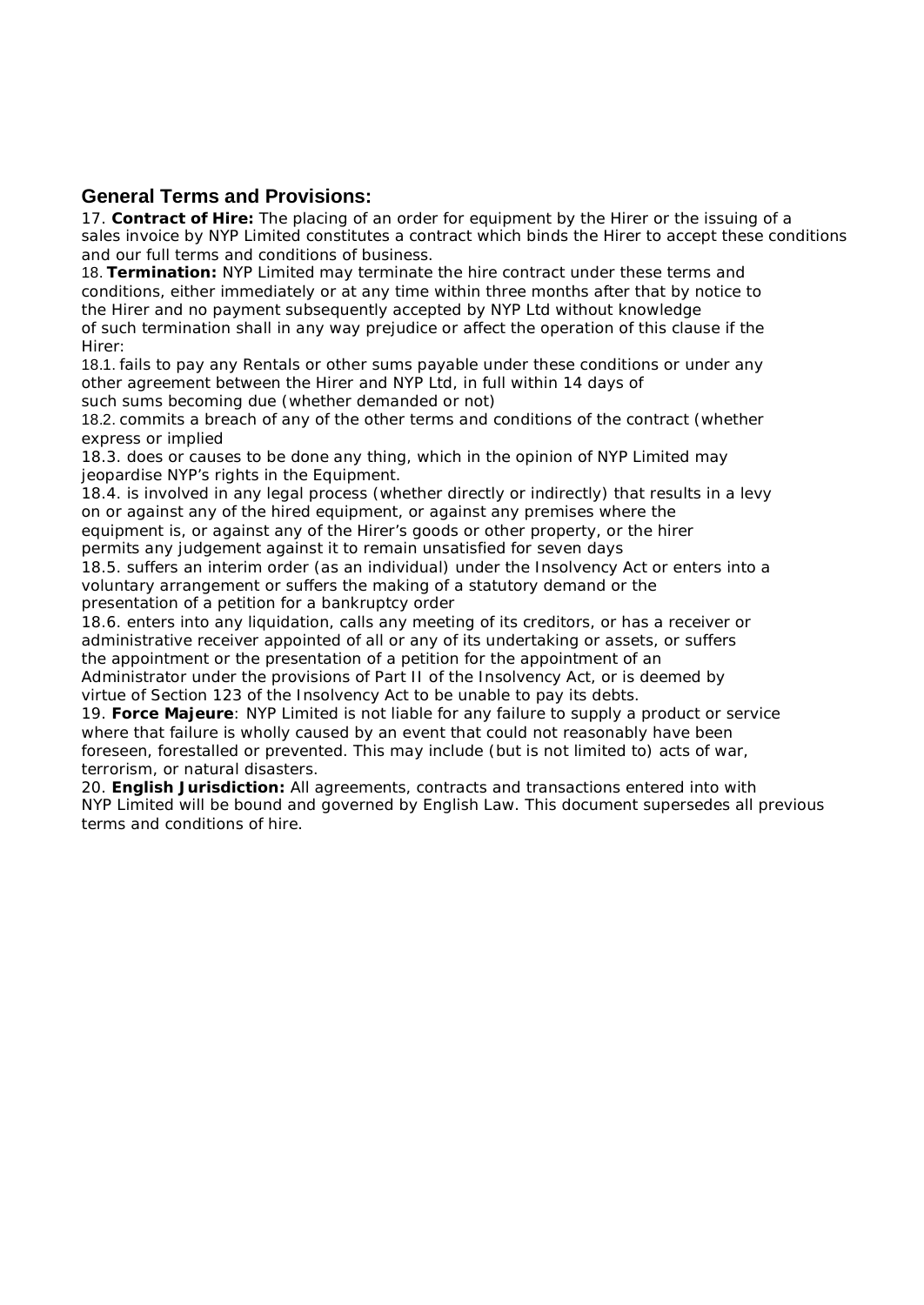## General Terms and Provisions:

17. **Contract of Hire:** The placing of an order for equipment by the Hirer or the issuing of a sales invoice by NYP Limited constitutes a contract which binds the Hirer to accept these conditions and our full terms and conditions of business.

18. **Termination:** NYP Limited may terminate the hire contract under these terms and conditions, either immediately or at any time within three months after that by notice to the Hirer and no payment subsequently accepted by NYP Ltd without knowledge of such termination shall in any way prejudice or affect the operation of this clause if the Hirer:

18.1. fails to pay any Rentals or other sums payable under these conditions or under any other agreement between the Hirer and NYP Ltd, in full within 14 days of such sums becoming due (whether demanded or not)

18.2. commits a breach of any of the other terms and conditions of the contract (whether express or implied

18.3. does or causes to be done any thing, which in the opinion of NYP Limited may jeopardise NYP's rights in the Equipment.

18.4. is involved in any legal process (whether directly or indirectly) that results in a levy on or against any of the hired equipment, or against any premises where the equipment is, or against any of the Hirer's goods or other property, or the hirer permits any judgement against it to remain unsatisfied for seven days

18.5. suffers an interim order (as an individual) under the Insolvency Act or enters into a voluntary arrangement or suffers the making of a statutory demand or the presentation of a petition for a bankruptcy order

18.6. enters into any liquidation, calls any meeting of its creditors, or has a receiver or administrative receiver appointed of all or any of its undertaking or assets, or suffers the appointment or the presentation of a petition for the appointment of an Administrator under the provisions of Part II of the Insolvency Act, or is deemed by virtue of Section 123 of the Insolvency Act to be unable to pay its debts.

19. **Force Majeure**: NYP Limited is not liable for any failure to supply a product or service where that failure is wholly caused by an event that could not reasonably have been foreseen, forestalled or prevented. This may include (but is not limited to) acts of war, terrorism, or natural disasters.

20. **English Jurisdiction:** All agreements, contracts and transactions entered into with NYP Limited will be bound and governed by English Law. This document supersedes all previous terms and conditions of hire.